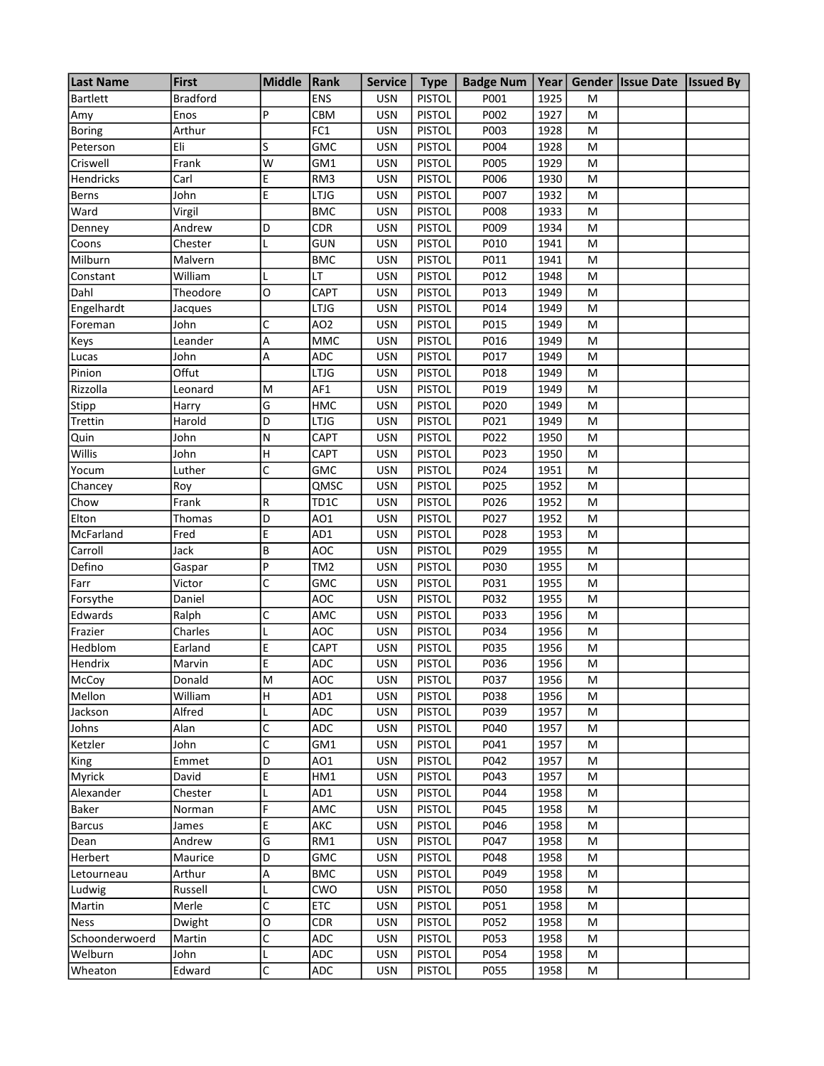| Last Name | First | Middle | Rank | Service | Type | Badge Num | Year | Gender | Issue Date | Issued By |
|---|---|---|---|---|---|---|---|---|---|---|
| Bartlett | Bradford | | ENS | USN | PISTOL | P001 | 1925 | M | | |
| Amy | Enos | P | CBM | USN | PISTOL | P002 | 1927 | M | | |
| Boring | Arthur | | FC1 | USN | PISTOL | P003 | 1928 | M | | |
| Peterson | Eli | S | GMC | USN | PISTOL | P004 | 1928 | M | | |
| Criswell | Frank | W | GM1 | USN | PISTOL | P005 | 1929 | M | | |
| Hendricks | Carl | E | RM3 | USN | PISTOL | P006 | 1930 | M | | |
| Berns | John | E | LTJG | USN | PISTOL | P007 | 1932 | M | | |
| Ward | Virgil | | BMC | USN | PISTOL | P008 | 1933 | M | | |
| Denney | Andrew | D | CDR | USN | PISTOL | P009 | 1934 | M | | |
| Coons | Chester | L | GUN | USN | PISTOL | P010 | 1941 | M | | |
| Milburn | Malvern | | BMC | USN | PISTOL | P011 | 1941 | M | | |
| Constant | William | L | LT | USN | PISTOL | P012 | 1948 | M | | |
| Dahl | Theodore | O | CAPT | USN | PISTOL | P013 | 1949 | M | | |
| Engelhardt | Jacques | | LTJG | USN | PISTOL | P014 | 1949 | M | | |
| Foreman | John | C | AO2 | USN | PISTOL | P015 | 1949 | M | | |
| Keys | Leander | A | MMC | USN | PISTOL | P016 | 1949 | M | | |
| Lucas | John | A | ADC | USN | PISTOL | P017 | 1949 | M | | |
| Pinion | Offut | | LTJG | USN | PISTOL | P018 | 1949 | M | | |
| Rizzolla | Leonard | M | AF1 | USN | PISTOL | P019 | 1949 | M | | |
| Stipp | Harry | G | HMC | USN | PISTOL | P020 | 1949 | M | | |
| Trettin | Harold | D | LTJG | USN | PISTOL | P021 | 1949 | M | | |
| Quin | John | N | CAPT | USN | PISTOL | P022 | 1950 | M | | |
| Willis | John | H | CAPT | USN | PISTOL | P023 | 1950 | M | | |
| Yocum | Luther | C | GMC | USN | PISTOL | P024 | 1951 | M | | |
| Chancey | Roy | | QMSC | USN | PISTOL | P025 | 1952 | M | | |
| Chow | Frank | R | TD1C | USN | PISTOL | P026 | 1952 | M | | |
| Elton | Thomas | D | AO1 | USN | PISTOL | P027 | 1952 | M | | |
| McFarland | Fred | E | AD1 | USN | PISTOL | P028 | 1953 | M | | |
| Carroll | Jack | B | AOC | USN | PISTOL | P029 | 1955 | M | | |
| Defino | Gaspar | P | TM2 | USN | PISTOL | P030 | 1955 | M | | |
| Farr | Victor | C | GMC | USN | PISTOL | P031 | 1955 | M | | |
| Forsythe | Daniel | | AOC | USN | PISTOL | P032 | 1955 | M | | |
| Edwards | Ralph | C | AMC | USN | PISTOL | P033 | 1956 | M | | |
| Frazier | Charles | L | AOC | USN | PISTOL | P034 | 1956 | M | | |
| Hedblom | Earland | E | CAPT | USN | PISTOL | P035 | 1956 | M | | |
| Hendrix | Marvin | E | ADC | USN | PISTOL | P036 | 1956 | M | | |
| McCoy | Donald | M | AOC | USN | PISTOL | P037 | 1956 | M | | |
| Mellon | William | H | AD1 | USN | PISTOL | P038 | 1956 | M | | |
| Jackson | Alfred | L | ADC | USN | PISTOL | P039 | 1957 | M | | |
| Johns | Alan | C | ADC | USN | PISTOL | P040 | 1957 | M | | |
| Ketzler | John | C | GM1 | USN | PISTOL | P041 | 1957 | M | | |
| King | Emmet | D | AO1 | USN | PISTOL | P042 | 1957 | M | | |
| Myrick | David | E | HM1 | USN | PISTOL | P043 | 1957 | M | | |
| Alexander | Chester | L | AD1 | USN | PISTOL | P044 | 1958 | M | | |
| Baker | Norman | F | AMC | USN | PISTOL | P045 | 1958 | M | | |
| Barcus | James | E | AKC | USN | PISTOL | P046 | 1958 | M | | |
| Dean | Andrew | G | RM1 | USN | PISTOL | P047 | 1958 | M | | |
| Herbert | Maurice | D | GMC | USN | PISTOL | P048 | 1958 | M | | |
| Letourneau | Arthur | A | BMC | USN | PISTOL | P049 | 1958 | M | | |
| Ludwig | Russell | L | CWO | USN | PISTOL | P050 | 1958 | M | | |
| Martin | Merle | C | ETC | USN | PISTOL | P051 | 1958 | M | | |
| Ness | Dwight | O | CDR | USN | PISTOL | P052 | 1958 | M | | |
| Schoonderwoerd | Martin | C | ADC | USN | PISTOL | P053 | 1958 | M | | |
| Welburn | John | L | ADC | USN | PISTOL | P054 | 1958 | M | | |
| Wheaton | Edward | C | ADC | USN | PISTOL | P055 | 1958 | M | | |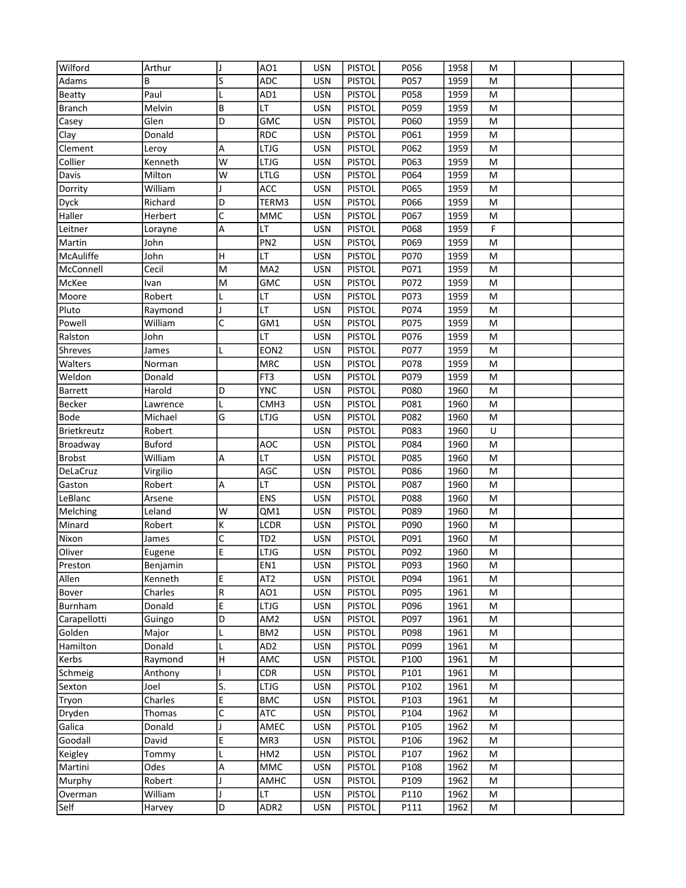| | | | | | | | | | | |
|---|---|---|---|---|---|---|---|---|---|---|
| Wilford | Arthur | J | AO1 | USN | PISTOL | P056 | 1958 | M | | |
| Adams | B | S | ADC | USN | PISTOL | P057 | 1959 | M | | |
| Beatty | Paul | L | AD1 | USN | PISTOL | P058 | 1959 | M | | |
| Branch | Melvin | B | LT | USN | PISTOL | P059 | 1959 | M | | |
| Casey | Glen | D | GMC | USN | PISTOL | P060 | 1959 | M | | |
| Clay | Donald | | RDC | USN | PISTOL | P061 | 1959 | M | | |
| Clement | Leroy | A | LTJG | USN | PISTOL | P062 | 1959 | M | | |
| Collier | Kenneth | W | LTJG | USN | PISTOL | P063 | 1959 | M | | |
| Davis | Milton | W | LTLG | USN | PISTOL | P064 | 1959 | M | | |
| Dorrity | William | J | ACC | USN | PISTOL | P065 | 1959 | M | | |
| Dyck | Richard | D | TERM3 | USN | PISTOL | P066 | 1959 | M | | |
| Haller | Herbert | C | MMC | USN | PISTOL | P067 | 1959 | M | | |
| Leitner | Lorayne | A | LT | USN | PISTOL | P068 | 1959 | F | | |
| Martin | John | | PN2 | USN | PISTOL | P069 | 1959 | M | | |
| McAuliffe | John | H | LT | USN | PISTOL | P070 | 1959 | M | | |
| McConnell | Cecil | M | MA2 | USN | PISTOL | P071 | 1959 | M | | |
| McKee | Ivan | M | GMC | USN | PISTOL | P072 | 1959 | M | | |
| Moore | Robert | L | LT | USN | PISTOL | P073 | 1959 | M | | |
| Pluto | Raymond | J | LT | USN | PISTOL | P074 | 1959 | M | | |
| Powell | William | C | GM1 | USN | PISTOL | P075 | 1959 | M | | |
| Ralston | John | | LT | USN | PISTOL | P076 | 1959 | M | | |
| Shreves | James | L | EON2 | USN | PISTOL | P077 | 1959 | M | | |
| Walters | Norman | | MRC | USN | PISTOL | P078 | 1959 | M | | |
| Weldon | Donald | | FT3 | USN | PISTOL | P079 | 1959 | M | | |
| Barrett | Harold | D | YNC | USN | PISTOL | P080 | 1960 | M | | |
| Becker | Lawrence | L | CMH3 | USN | PISTOL | P081 | 1960 | M | | |
| Bode | Michael | G | LTJG | USN | PISTOL | P082 | 1960 | M | | |
| Brietkreutz | Robert | | | USN | PISTOL | P083 | 1960 | U | | |
| Broadway | Buford | | AOC | USN | PISTOL | P084 | 1960 | M | | |
| Brobst | William | A | LT | USN | PISTOL | P085 | 1960 | M | | |
| DeLaCruz | Virgilio | | AGC | USN | PISTOL | P086 | 1960 | M | | |
| Gaston | Robert | A | LT | USN | PISTOL | P087 | 1960 | M | | |
| LeBlanc | Arsene | | ENS | USN | PISTOL | P088 | 1960 | M | | |
| Melching | Leland | W | QM1 | USN | PISTOL | P089 | 1960 | M | | |
| Minard | Robert | K | LCDR | USN | PISTOL | P090 | 1960 | M | | |
| Nixon | James | C | TD2 | USN | PISTOL | P091 | 1960 | M | | |
| Oliver | Eugene | E | LTJG | USN | PISTOL | P092 | 1960 | M | | |
| Preston | Benjamin | | EN1 | USN | PISTOL | P093 | 1960 | M | | |
| Allen | Kenneth | E | AT2 | USN | PISTOL | P094 | 1961 | M | | |
| Bover | Charles | R | AO1 | USN | PISTOL | P095 | 1961 | M | | |
| Burnham | Donald | E | LTJG | USN | PISTOL | P096 | 1961 | M | | |
| Carapellotti | Guingo | D | AM2 | USN | PISTOL | P097 | 1961 | M | | |
| Golden | Major | L | BM2 | USN | PISTOL | P098 | 1961 | M | | |
| Hamilton | Donald | L | AD2 | USN | PISTOL | P099 | 1961 | M | | |
| Kerbs | Raymond | H | AMC | USN | PISTOL | P100 | 1961 | M | | |
| Schmeig | Anthony | I | CDR | USN | PISTOL | P101 | 1961 | M | | |
| Sexton | Joel | S. | LTJG | USN | PISTOL | P102 | 1961 | M | | |
| Tryon | Charles | E | BMC | USN | PISTOL | P103 | 1961 | M | | |
| Dryden | Thomas | C | ATC | USN | PISTOL | P104 | 1962 | M | | |
| Galica | Donald | J | AMEC | USN | PISTOL | P105 | 1962 | M | | |
| Goodall | David | E | MR3 | USN | PISTOL | P106 | 1962 | M | | |
| Keigley | Tommy | L | HM2 | USN | PISTOL | P107 | 1962 | M | | |
| Martini | Odes | A | MMC | USN | PISTOL | P108 | 1962 | M | | |
| Murphy | Robert | J | AMHC | USN | PISTOL | P109 | 1962 | M | | |
| Overman | William | J | LT | USN | PISTOL | P110 | 1962 | M | | |
| Self | Harvey | D | ADR2 | USN | PISTOL | P111 | 1962 | M | | |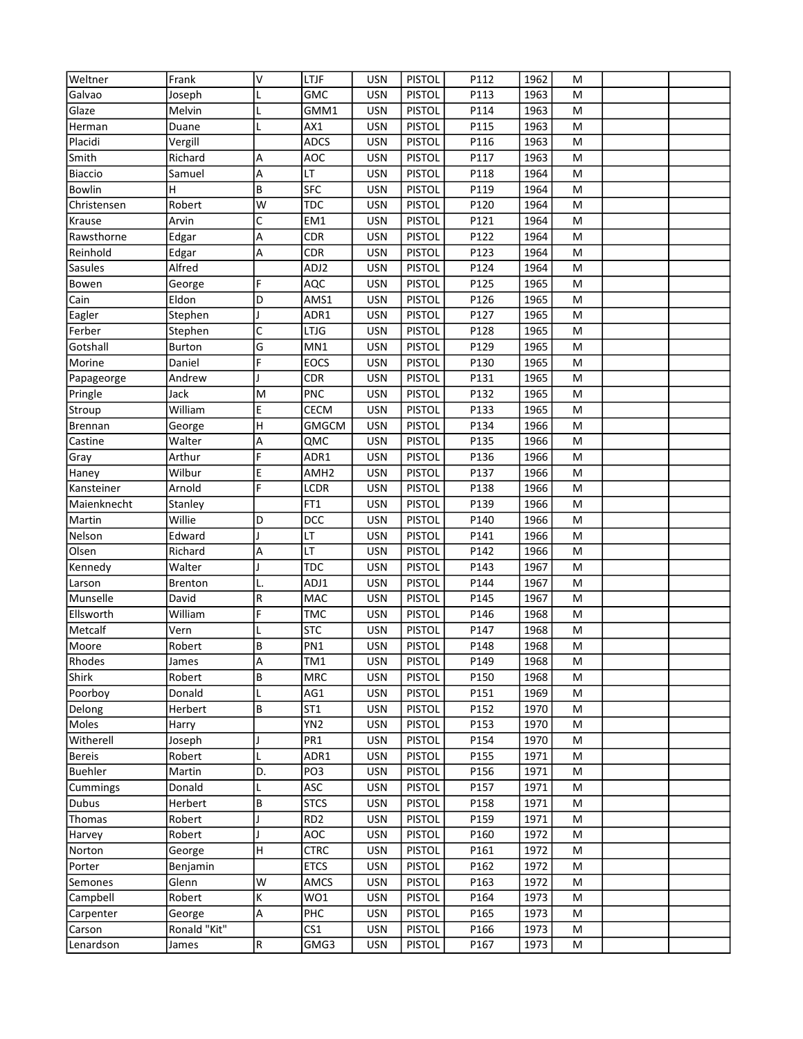| | | | | | | | | | | |
|---|---|---|---|---|---|---|---|---|---|---|
| Weltner | Frank | V | LTJF | USN | PISTOL | P112 | 1962 | M | | |
| Galvao | Joseph | L | GMC | USN | PISTOL | P113 | 1963 | M | | |
| Glaze | Melvin | L | GMM1 | USN | PISTOL | P114 | 1963 | M | | |
| Herman | Duane | L | AX1 | USN | PISTOL | P115 | 1963 | M | | |
| Placidi | Vergill | | ADCS | USN | PISTOL | P116 | 1963 | M | | |
| Smith | Richard | A | AOC | USN | PISTOL | P117 | 1963 | M | | |
| Biaccio | Samuel | A | LT | USN | PISTOL | P118 | 1964 | M | | |
| Bowlin | H | B | SFC | USN | PISTOL | P119 | 1964 | M | | |
| Christensen | Robert | W | TDC | USN | PISTOL | P120 | 1964 | M | | |
| Krause | Arvin | C | EM1 | USN | PISTOL | P121 | 1964 | M | | |
| Rawsthorne | Edgar | A | CDR | USN | PISTOL | P122 | 1964 | M | | |
| Reinhold | Edgar | A | CDR | USN | PISTOL | P123 | 1964 | M | | |
| Sasules | Alfred | | ADJ2 | USN | PISTOL | P124 | 1964 | M | | |
| Bowen | George | F | AQC | USN | PISTOL | P125 | 1965 | M | | |
| Cain | Eldon | D | AMS1 | USN | PISTOL | P126 | 1965 | M | | |
| Eagler | Stephen | J | ADR1 | USN | PISTOL | P127 | 1965 | M | | |
| Ferber | Stephen | C | LTJG | USN | PISTOL | P128 | 1965 | M | | |
| Gotshall | Burton | G | MN1 | USN | PISTOL | P129 | 1965 | M | | |
| Morine | Daniel | F | EOCS | USN | PISTOL | P130 | 1965 | M | | |
| Papageorge | Andrew | J | CDR | USN | PISTOL | P131 | 1965 | M | | |
| Pringle | Jack | M | PNC | USN | PISTOL | P132 | 1965 | M | | |
| Stroup | William | E | CECM | USN | PISTOL | P133 | 1965 | M | | |
| Brennan | George | H | GMGCM | USN | PISTOL | P134 | 1966 | M | | |
| Castine | Walter | A | QMC | USN | PISTOL | P135 | 1966 | M | | |
| Gray | Arthur | F | ADR1 | USN | PISTOL | P136 | 1966 | M | | |
| Haney | Wilbur | E | AMH2 | USN | PISTOL | P137 | 1966 | M | | |
| Kansteiner | Arnold | F | LCDR | USN | PISTOL | P138 | 1966 | M | | |
| Maienknecht | Stanley | | FT1 | USN | PISTOL | P139 | 1966 | M | | |
| Martin | Willie | D | DCC | USN | PISTOL | P140 | 1966 | M | | |
| Nelson | Edward | J | LT | USN | PISTOL | P141 | 1966 | M | | |
| Olsen | Richard | A | LT | USN | PISTOL | P142 | 1966 | M | | |
| Kennedy | Walter | J | TDC | USN | PISTOL | P143 | 1967 | M | | |
| Larson | Brenton | L. | ADJ1 | USN | PISTOL | P144 | 1967 | M | | |
| Munselle | David | R | MAC | USN | PISTOL | P145 | 1967 | M | | |
| Ellsworth | William | F | TMC | USN | PISTOL | P146 | 1968 | M | | |
| Metcalf | Vern | L | STC | USN | PISTOL | P147 | 1968 | M | | |
| Moore | Robert | B | PN1 | USN | PISTOL | P148 | 1968 | M | | |
| Rhodes | James | A | TM1 | USN | PISTOL | P149 | 1968 | M | | |
| Shirk | Robert | B | MRC | USN | PISTOL | P150 | 1968 | M | | |
| Poorboy | Donald | L | AG1 | USN | PISTOL | P151 | 1969 | M | | |
| Delong | Herbert | B | ST1 | USN | PISTOL | P152 | 1970 | M | | |
| Moles | Harry | | YN2 | USN | PISTOL | P153 | 1970 | M | | |
| Witherell | Joseph | J | PR1 | USN | PISTOL | P154 | 1970 | M | | |
| Bereis | Robert | L | ADR1 | USN | PISTOL | P155 | 1971 | M | | |
| Buehler | Martin | D. | PO3 | USN | PISTOL | P156 | 1971 | M | | |
| Cummings | Donald | L | ASC | USN | PISTOL | P157 | 1971 | M | | |
| Dubus | Herbert | B | STCS | USN | PISTOL | P158 | 1971 | M | | |
| Thomas | Robert | J | RD2 | USN | PISTOL | P159 | 1971 | M | | |
| Harvey | Robert | J | AOC | USN | PISTOL | P160 | 1972 | M | | |
| Norton | George | H | CTRC | USN | PISTOL | P161 | 1972 | M | | |
| Porter | Benjamin | | ETCS | USN | PISTOL | P162 | 1972 | M | | |
| Semones | Glenn | W | AMCS | USN | PISTOL | P163 | 1972 | M | | |
| Campbell | Robert | K | WO1 | USN | PISTOL | P164 | 1973 | M | | |
| Carpenter | George | A | PHC | USN | PISTOL | P165 | 1973 | M | | |
| Carson | Ronald "Kit" | | CS1 | USN | PISTOL | P166 | 1973 | M | | |
| Lenardson | James | R | GMG3 | USN | PISTOL | P167 | 1973 | M | | |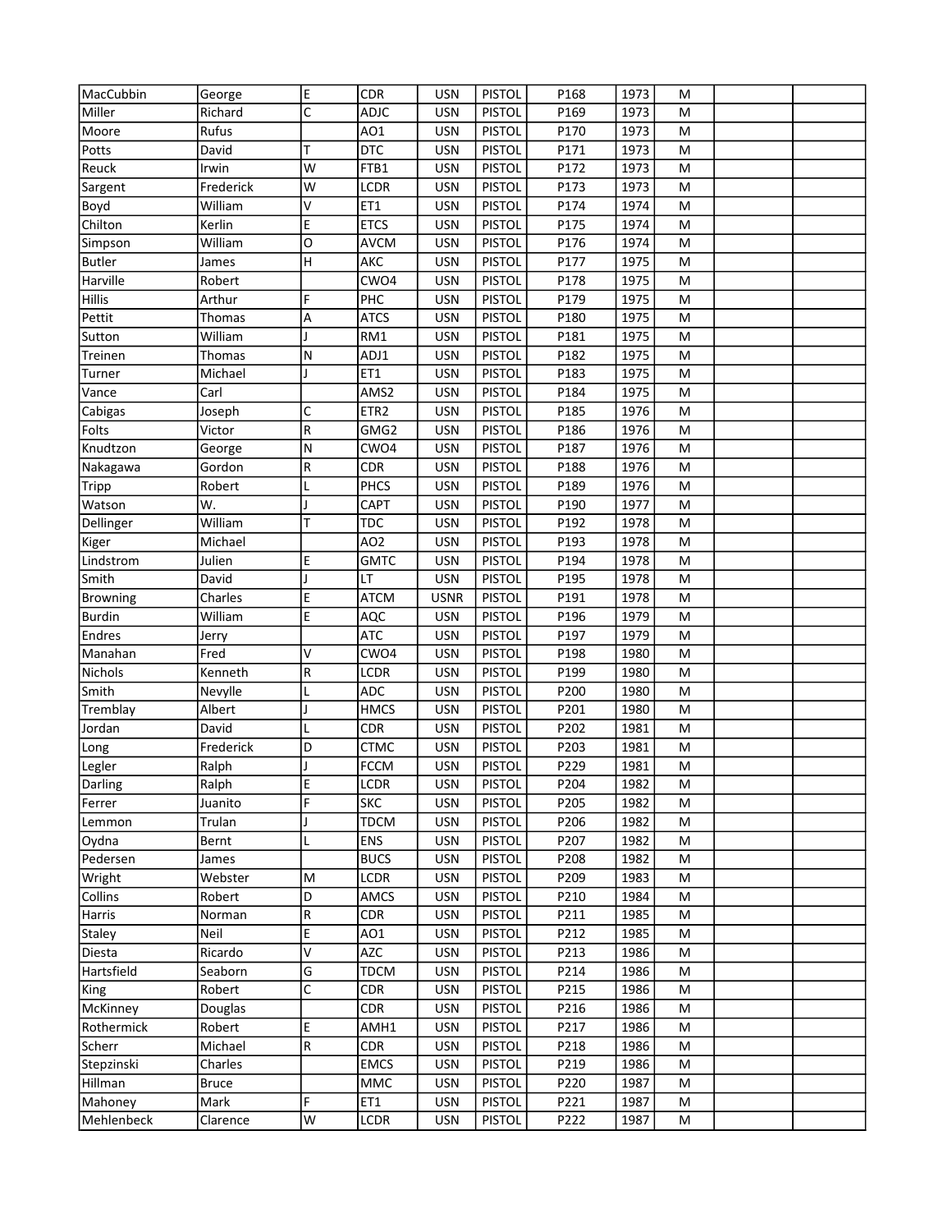| | | | | | | | | | | |
|---|---|---|---|---|---|---|---|---|---|---|
| MacCubbin | George | E | CDR | USN | PISTOL | P168 | 1973 | M | | |
| Miller | Richard | C | ADJC | USN | PISTOL | P169 | 1973 | M | | |
| Moore | Rufus | | AO1 | USN | PISTOL | P170 | 1973 | M | | |
| Potts | David | T | DTC | USN | PISTOL | P171 | 1973 | M | | |
| Reuck | Irwin | W | FTB1 | USN | PISTOL | P172 | 1973 | M | | |
| Sargent | Frederick | W | LCDR | USN | PISTOL | P173 | 1973 | M | | |
| Boyd | William | V | ET1 | USN | PISTOL | P174 | 1974 | M | | |
| Chilton | Kerlin | E | ETCS | USN | PISTOL | P175 | 1974 | M | | |
| Simpson | William | O | AVCM | USN | PISTOL | P176 | 1974 | M | | |
| Butler | James | H | AKC | USN | PISTOL | P177 | 1975 | M | | |
| Harville | Robert | | CWO4 | USN | PISTOL | P178 | 1975 | M | | |
| Hillis | Arthur | F | PHC | USN | PISTOL | P179 | 1975 | M | | |
| Pettit | Thomas | A | ATCS | USN | PISTOL | P180 | 1975 | M | | |
| Sutton | William | J | RM1 | USN | PISTOL | P181 | 1975 | M | | |
| Treinen | Thomas | N | ADJ1 | USN | PISTOL | P182 | 1975 | M | | |
| Turner | Michael | J | ET1 | USN | PISTOL | P183 | 1975 | M | | |
| Vance | Carl | | AMS2 | USN | PISTOL | P184 | 1975 | M | | |
| Cabigas | Joseph | C | ETR2 | USN | PISTOL | P185 | 1976 | M | | |
| Folts | Victor | R | GMG2 | USN | PISTOL | P186 | 1976 | M | | |
| Knudtzon | George | N | CWO4 | USN | PISTOL | P187 | 1976 | M | | |
| Nakagawa | Gordon | R | CDR | USN | PISTOL | P188 | 1976 | M | | |
| Tripp | Robert | L | PHCS | USN | PISTOL | P189 | 1976 | M | | |
| Watson | W. | J | CAPT | USN | PISTOL | P190 | 1977 | M | | |
| Dellinger | William | T | TDC | USN | PISTOL | P192 | 1978 | M | | |
| Kiger | Michael | | AO2 | USN | PISTOL | P193 | 1978 | M | | |
| Lindstrom | Julien | E | GMTC | USN | PISTOL | P194 | 1978 | M | | |
| Smith | David | J | LT | USN | PISTOL | P195 | 1978 | M | | |
| Browning | Charles | E | ATCM | USNR | PISTOL | P191 | 1978 | M | | |
| Burdin | William | E | AQC | USN | PISTOL | P196 | 1979 | M | | |
| Endres | Jerry | | ATC | USN | PISTOL | P197 | 1979 | M | | |
| Manahan | Fred | V | CWO4 | USN | PISTOL | P198 | 1980 | M | | |
| Nichols | Kenneth | R | LCDR | USN | PISTOL | P199 | 1980 | M | | |
| Smith | Nevylle | L | ADC | USN | PISTOL | P200 | 1980 | M | | |
| Tremblay | Albert | J | HMCS | USN | PISTOL | P201 | 1980 | M | | |
| Jordan | David | L | CDR | USN | PISTOL | P202 | 1981 | M | | |
| Long | Frederick | D | CTMC | USN | PISTOL | P203 | 1981 | M | | |
| Legler | Ralph | J | FCCM | USN | PISTOL | P229 | 1981 | M | | |
| Darling | Ralph | E | LCDR | USN | PISTOL | P204 | 1982 | M | | |
| Ferrer | Juanito | F | SKC | USN | PISTOL | P205 | 1982 | M | | |
| Lemmon | Trulan | J | TDCM | USN | PISTOL | P206 | 1982 | M | | |
| Oydna | Bernt | L | ENS | USN | PISTOL | P207 | 1982 | M | | |
| Pedersen | James | | BUCS | USN | PISTOL | P208 | 1982 | M | | |
| Wright | Webster | M | LCDR | USN | PISTOL | P209 | 1983 | M | | |
| Collins | Robert | D | AMCS | USN | PISTOL | P210 | 1984 | M | | |
| Harris | Norman | R | CDR | USN | PISTOL | P211 | 1985 | M | | |
| Staley | Neil | E | AO1 | USN | PISTOL | P212 | 1985 | M | | |
| Diesta | Ricardo | V | AZC | USN | PISTOL | P213 | 1986 | M | | |
| Hartsfield | Seaborn | G | TDCM | USN | PISTOL | P214 | 1986 | M | | |
| King | Robert | C | CDR | USN | PISTOL | P215 | 1986 | M | | |
| McKinney | Douglas | | CDR | USN | PISTOL | P216 | 1986 | M | | |
| Rothermick | Robert | E | AMH1 | USN | PISTOL | P217 | 1986 | M | | |
| Scherr | Michael | R | CDR | USN | PISTOL | P218 | 1986 | M | | |
| Stepzinski | Charles | | EMCS | USN | PISTOL | P219 | 1986 | M | | |
| Hillman | Bruce | | MMC | USN | PISTOL | P220 | 1987 | M | | |
| Mahoney | Mark | F | ET1 | USN | PISTOL | P221 | 1987 | M | | |
| Mehlenbeck | Clarence | W | LCDR | USN | PISTOL | P222 | 1987 | M | | |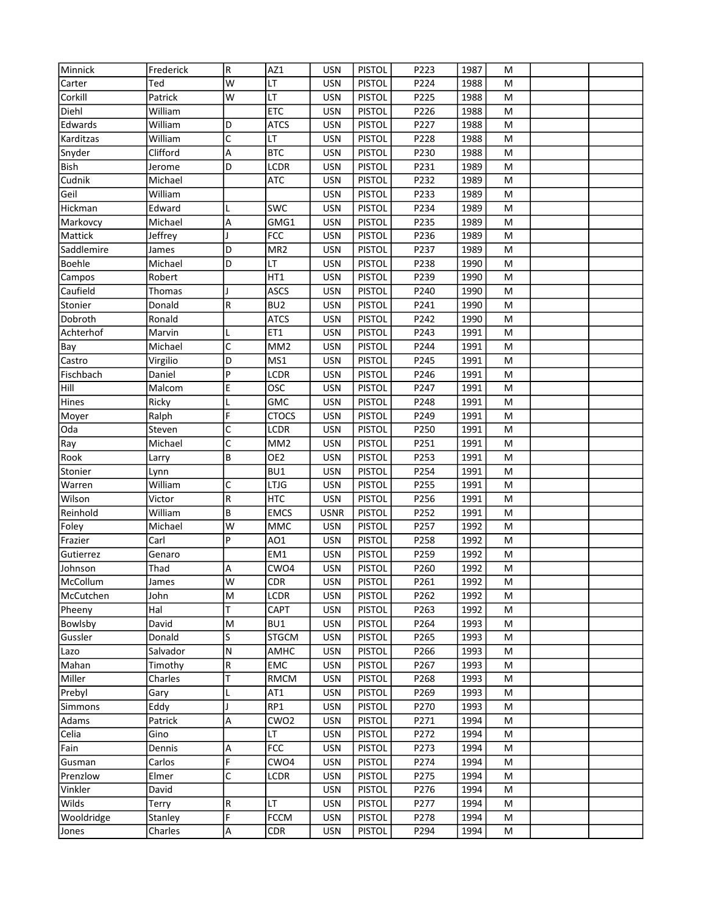| | | | | | | | | | | |
|---|---|---|---|---|---|---|---|---|---|---|
| Minnick | Frederick | R | AZ1 | USN | PISTOL | P223 | 1987 | M | | |
| Carter | Ted | W | LT | USN | PISTOL | P224 | 1988 | M | | |
| Corkill | Patrick | W | LT | USN | PISTOL | P225 | 1988 | M | | |
| Diehl | William | | ETC | USN | PISTOL | P226 | 1988 | M | | |
| Edwards | William | D | ATCS | USN | PISTOL | P227 | 1988 | M | | |
| Karditzas | William | C | LT | USN | PISTOL | P228 | 1988 | M | | |
| Snyder | Clifford | A | BTC | USN | PISTOL | P230 | 1988 | M | | |
| Bish | Jerome | D | LCDR | USN | PISTOL | P231 | 1989 | M | | |
| Cudnik | Michael | | ATC | USN | PISTOL | P232 | 1989 | M | | |
| Geil | William | | | USN | PISTOL | P233 | 1989 | M | | |
| Hickman | Edward | L | SWC | USN | PISTOL | P234 | 1989 | M | | |
| Markovcy | Michael | A | GMG1 | USN | PISTOL | P235 | 1989 | M | | |
| Mattick | Jeffrey | J | FCC | USN | PISTOL | P236 | 1989 | M | | |
| Saddlemire | James | D | MR2 | USN | PISTOL | P237 | 1989 | M | | |
| Boehle | Michael | D | LT | USN | PISTOL | P238 | 1990 | M | | |
| Campos | Robert | | HT1 | USN | PISTOL | P239 | 1990 | M | | |
| Caufield | Thomas | J | ASCS | USN | PISTOL | P240 | 1990 | M | | |
| Stonier | Donald | R | BU2 | USN | PISTOL | P241 | 1990 | M | | |
| Dobroth | Ronald | | ATCS | USN | PISTOL | P242 | 1990 | M | | |
| Achterhof | Marvin | L | ET1 | USN | PISTOL | P243 | 1991 | M | | |
| Bay | Michael | C | MM2 | USN | PISTOL | P244 | 1991 | M | | |
| Castro | Virgilio | D | MS1 | USN | PISTOL | P245 | 1991 | M | | |
| Fischbach | Daniel | P | LCDR | USN | PISTOL | P246 | 1991 | M | | |
| Hill | Malcom | E | OSC | USN | PISTOL | P247 | 1991 | M | | |
| Hines | Ricky | L | GMC | USN | PISTOL | P248 | 1991 | M | | |
| Moyer | Ralph | F | CTOCS | USN | PISTOL | P249 | 1991 | M | | |
| Oda | Steven | C | LCDR | USN | PISTOL | P250 | 1991 | M | | |
| Ray | Michael | C | MM2 | USN | PISTOL | P251 | 1991 | M | | |
| Rook | Larry | B | OE2 | USN | PISTOL | P253 | 1991 | M | | |
| Stonier | Lynn | | BU1 | USN | PISTOL | P254 | 1991 | M | | |
| Warren | William | C | LTJG | USN | PISTOL | P255 | 1991 | M | | |
| Wilson | Victor | R | HTC | USN | PISTOL | P256 | 1991 | M | | |
| Reinhold | William | B | EMCS | USNR | PISTOL | P252 | 1991 | M | | |
| Foley | Michael | W | MMC | USN | PISTOL | P257 | 1992 | M | | |
| Frazier | Carl | P | AO1 | USN | PISTOL | P258 | 1992 | M | | |
| Gutierrez | Genaro | | EM1 | USN | PISTOL | P259 | 1992 | M | | |
| Johnson | Thad | A | CWO4 | USN | PISTOL | P260 | 1992 | M | | |
| McCollum | James | W | CDR | USN | PISTOL | P261 | 1992 | M | | |
| McCutchen | John | M | LCDR | USN | PISTOL | P262 | 1992 | M | | |
| Pheeny | Hal | T | CAPT | USN | PISTOL | P263 | 1992 | M | | |
| Bowlsby | David | M | BU1 | USN | PISTOL | P264 | 1993 | M | | |
| Gussler | Donald | S | STGCM | USN | PISTOL | P265 | 1993 | M | | |
| Lazo | Salvador | N | AMHC | USN | PISTOL | P266 | 1993 | M | | |
| Mahan | Timothy | R | EMC | USN | PISTOL | P267 | 1993 | M | | |
| Miller | Charles | T | RMCM | USN | PISTOL | P268 | 1993 | M | | |
| Prebyl | Gary | L | AT1 | USN | PISTOL | P269 | 1993 | M | | |
| Simmons | Eddy | J | RP1 | USN | PISTOL | P270 | 1993 | M | | |
| Adams | Patrick | A | CWO2 | USN | PISTOL | P271 | 1994 | M | | |
| Celia | Gino | | LT | USN | PISTOL | P272 | 1994 | M | | |
| Fain | Dennis | A | FCC | USN | PISTOL | P273 | 1994 | M | | |
| Gusman | Carlos | F | CWO4 | USN | PISTOL | P274 | 1994 | M | | |
| Prenzlow | Elmer | C | LCDR | USN | PISTOL | P275 | 1994 | M | | |
| Vinkler | David | | | USN | PISTOL | P276 | 1994 | M | | |
| Wilds | Terry | R | LT | USN | PISTOL | P277 | 1994 | M | | |
| Wooldridge | Stanley | F | FCCM | USN | PISTOL | P278 | 1994 | M | | |
| Jones | Charles | A | CDR | USN | PISTOL | P294 | 1994 | M | | |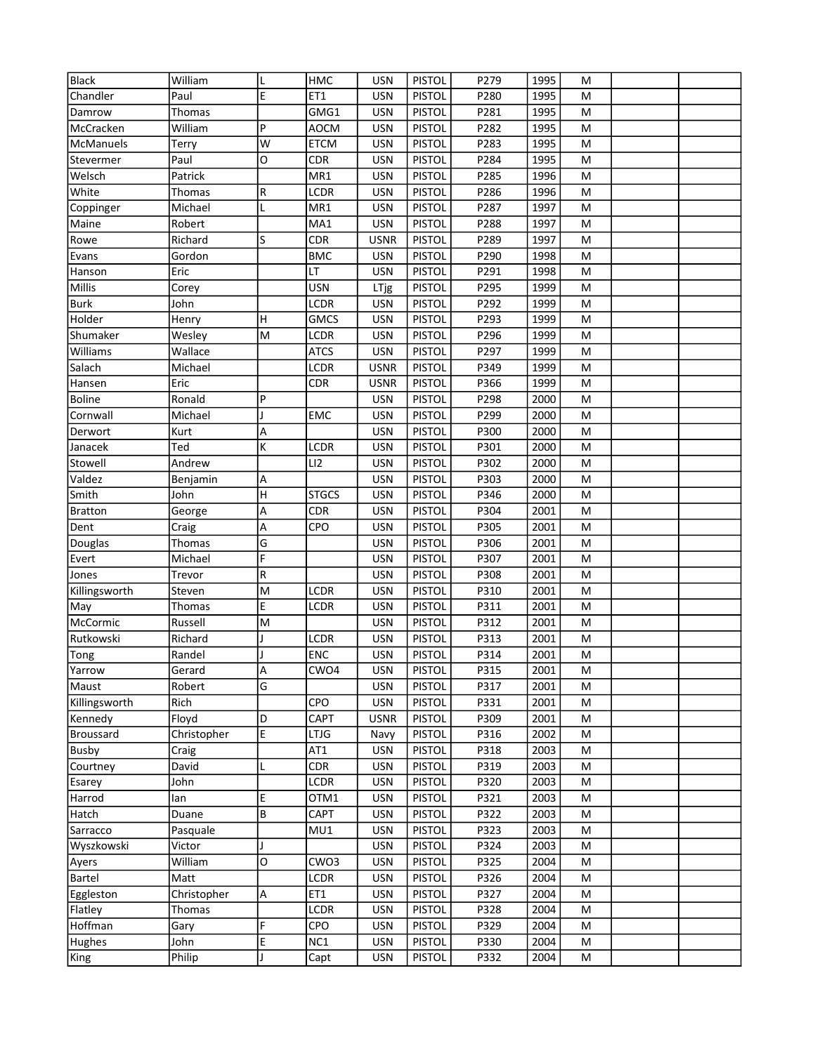| | | | | | | | | | | |
|---|---|---|---|---|---|---|---|---|---|---|
| Black | William | L | HMC | USN | PISTOL | P279 | 1995 | M | | |
| Chandler | Paul | E | ET1 | USN | PISTOL | P280 | 1995 | M | | |
| Damrow | Thomas | | GMG1 | USN | PISTOL | P281 | 1995 | M | | |
| McCracken | William | P | AOCM | USN | PISTOL | P282 | 1995 | M | | |
| McManuels | Terry | W | ETCM | USN | PISTOL | P283 | 1995 | M | | |
| Stevermer | Paul | O | CDR | USN | PISTOL | P284 | 1995 | M | | |
| Welsch | Patrick | | MR1 | USN | PISTOL | P285 | 1996 | M | | |
| White | Thomas | R | LCDR | USN | PISTOL | P286 | 1996 | M | | |
| Coppinger | Michael | L | MR1 | USN | PISTOL | P287 | 1997 | M | | |
| Maine | Robert | | MA1 | USN | PISTOL | P288 | 1997 | M | | |
| Rowe | Richard | S | CDR | USNR | PISTOL | P289 | 1997 | M | | |
| Evans | Gordon | | BMC | USN | PISTOL | P290 | 1998 | M | | |
| Hanson | Eric | | LT | USN | PISTOL | P291 | 1998 | M | | |
| Millis | Corey | | USN | LTjg | PISTOL | P295 | 1999 | M | | |
| Burk | John | | LCDR | USN | PISTOL | P292 | 1999 | M | | |
| Holder | Henry | H | GMCS | USN | PISTOL | P293 | 1999 | M | | |
| Shumaker | Wesley | M | LCDR | USN | PISTOL | P296 | 1999 | M | | |
| Williams | Wallace | | ATCS | USN | PISTOL | P297 | 1999 | M | | |
| Salach | Michael | | LCDR | USNR | PISTOL | P349 | 1999 | M | | |
| Hansen | Eric | | CDR | USNR | PISTOL | P366 | 1999 | M | | |
| Boline | Ronald | P | | USN | PISTOL | P298 | 2000 | M | | |
| Cornwall | Michael | J | EMC | USN | PISTOL | P299 | 2000 | M | | |
| Derwort | Kurt | A | | USN | PISTOL | P300 | 2000 | M | | |
| Janacek | Ted | K | LCDR | USN | PISTOL | P301 | 2000 | M | | |
| Stowell | Andrew | | LI2 | USN | PISTOL | P302 | 2000 | M | | |
| Valdez | Benjamin | A | | USN | PISTOL | P303 | 2000 | M | | |
| Smith | John | H | STGCS | USN | PISTOL | P346 | 2000 | M | | |
| Bratton | George | A | CDR | USN | PISTOL | P304 | 2001 | M | | |
| Dent | Craig | A | CPO | USN | PISTOL | P305 | 2001 | M | | |
| Douglas | Thomas | G | | USN | PISTOL | P306 | 2001 | M | | |
| Evert | Michael | F | | USN | PISTOL | P307 | 2001 | M | | |
| Jones | Trevor | R | | USN | PISTOL | P308 | 2001 | M | | |
| Killingsworth | Steven | M | LCDR | USN | PISTOL | P310 | 2001 | M | | |
| May | Thomas | E | LCDR | USN | PISTOL | P311 | 2001 | M | | |
| McCormic | Russell | M | | USN | PISTOL | P312 | 2001 | M | | |
| Rutkowski | Richard | J | LCDR | USN | PISTOL | P313 | 2001 | M | | |
| Tong | Randel | J | ENC | USN | PISTOL | P314 | 2001 | M | | |
| Yarrow | Gerard | A | CWO4 | USN | PISTOL | P315 | 2001 | M | | |
| Maust | Robert | G | | USN | PISTOL | P317 | 2001 | M | | |
| Killingsworth | Rich | | CPO | USN | PISTOL | P331 | 2001 | M | | |
| Kennedy | Floyd | D | CAPT | USNR | PISTOL | P309 | 2001 | M | | |
| Broussard | Christopher | E | LTJG | Navy | PISTOL | P316 | 2002 | M | | |
| Busby | Craig | | AT1 | USN | PISTOL | P318 | 2003 | M | | |
| Courtney | David | L | CDR | USN | PISTOL | P319 | 2003 | M | | |
| Esarey | John | | LCDR | USN | PISTOL | P320 | 2003 | M | | |
| Harrod | Ian | E | OTM1 | USN | PISTOL | P321 | 2003 | M | | |
| Hatch | Duane | B | CAPT | USN | PISTOL | P322 | 2003 | M | | |
| Sarracco | Pasquale | | MU1 | USN | PISTOL | P323 | 2003 | M | | |
| Wyszkowski | Victor | J | | USN | PISTOL | P324 | 2003 | M | | |
| Ayers | William | O | CWO3 | USN | PISTOL | P325 | 2004 | M | | |
| Bartel | Matt | | LCDR | USN | PISTOL | P326 | 2004 | M | | |
| Eggleston | Christopher | A | ET1 | USN | PISTOL | P327 | 2004 | M | | |
| Flatley | Thomas | | LCDR | USN | PISTOL | P328 | 2004 | M | | |
| Hoffman | Gary | F | CPO | USN | PISTOL | P329 | 2004 | M | | |
| Hughes | John | E | NC1 | USN | PISTOL | P330 | 2004 | M | | |
| King | Philip | J | Capt | USN | PISTOL | P332 | 2004 | M | | |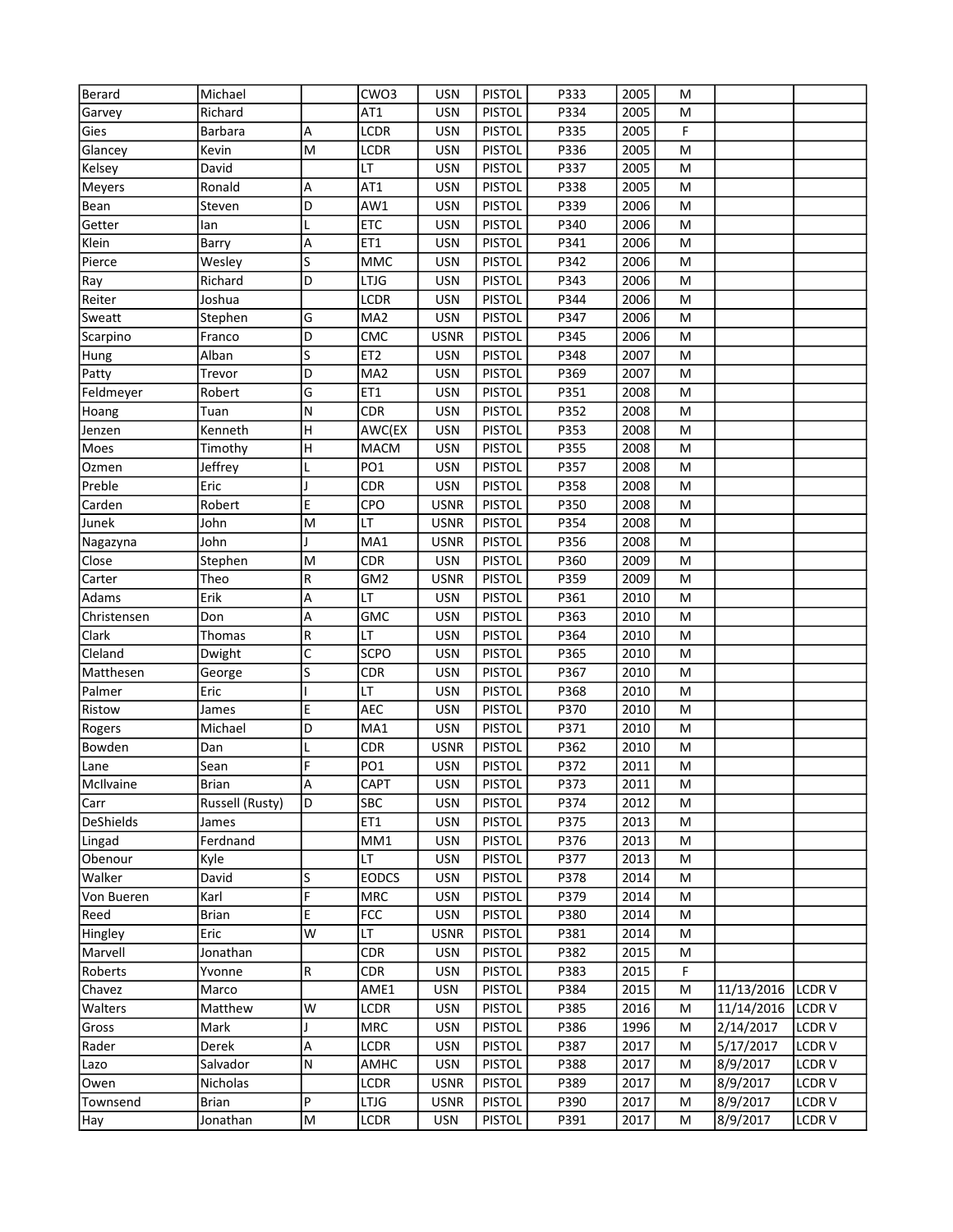| | | | | | | | | | | |
|---|---|---|---|---|---|---|---|---|---|---|
| Berard | Michael | | CWO3 | USN | PISTOL | P333 | 2005 | M | | |
| Garvey | Richard | | AT1 | USN | PISTOL | P334 | 2005 | M | | |
| Gies | Barbara | A | LCDR | USN | PISTOL | P335 | 2005 | F | | |
| Glancey | Kevin | M | LCDR | USN | PISTOL | P336 | 2005 | M | | |
| Kelsey | David | | LT | USN | PISTOL | P337 | 2005 | M | | |
| Meyers | Ronald | A | AT1 | USN | PISTOL | P338 | 2005 | M | | |
| Bean | Steven | D | AW1 | USN | PISTOL | P339 | 2006 | M | | |
| Getter | Ian | L | ETC | USN | PISTOL | P340 | 2006 | M | | |
| Klein | Barry | A | ET1 | USN | PISTOL | P341 | 2006 | M | | |
| Pierce | Wesley | S | MMC | USN | PISTOL | P342 | 2006 | M | | |
| Ray | Richard | D | LTJG | USN | PISTOL | P343 | 2006 | M | | |
| Reiter | Joshua | | LCDR | USN | PISTOL | P344 | 2006 | M | | |
| Sweatt | Stephen | G | MA2 | USN | PISTOL | P347 | 2006 | M | | |
| Scarpino | Franco | D | CMC | USNR | PISTOL | P345 | 2006 | M | | |
| Hung | Alban | S | ET2 | USN | PISTOL | P348 | 2007 | M | | |
| Patty | Trevor | D | MA2 | USN | PISTOL | P369 | 2007 | M | | |
| Feldmeyer | Robert | G | ET1 | USN | PISTOL | P351 | 2008 | M | | |
| Hoang | Tuan | N | CDR | USN | PISTOL | P352 | 2008 | M | | |
| Jenzen | Kenneth | H | AWC(EX | USN | PISTOL | P353 | 2008 | M | | |
| Moes | Timothy | H | MACM | USN | PISTOL | P355 | 2008 | M | | |
| Ozmen | Jeffrey | L | PO1 | USN | PISTOL | P357 | 2008 | M | | |
| Preble | Eric | J | CDR | USN | PISTOL | P358 | 2008 | M | | |
| Carden | Robert | E | CPO | USNR | PISTOL | P350 | 2008 | M | | |
| Junek | John | M | LT | USNR | PISTOL | P354 | 2008 | M | | |
| Nagazyna | John | J | MA1 | USNR | PISTOL | P356 | 2008 | M | | |
| Close | Stephen | M | CDR | USN | PISTOL | P360 | 2009 | M | | |
| Carter | Theo | R | GM2 | USNR | PISTOL | P359 | 2009 | M | | |
| Adams | Erik | A | LT | USN | PISTOL | P361 | 2010 | M | | |
| Christensen | Don | A | GMC | USN | PISTOL | P363 | 2010 | M | | |
| Clark | Thomas | R | LT | USN | PISTOL | P364 | 2010 | M | | |
| Cleland | Dwight | C | SCPO | USN | PISTOL | P365 | 2010 | M | | |
| Matthesen | George | S | CDR | USN | PISTOL | P367 | 2010 | M | | |
| Palmer | Eric | I | LT | USN | PISTOL | P368 | 2010 | M | | |
| Ristow | James | E | AEC | USN | PISTOL | P370 | 2010 | M | | |
| Rogers | Michael | D | MA1 | USN | PISTOL | P371 | 2010 | M | | |
| Bowden | Dan | L | CDR | USNR | PISTOL | P362 | 2010 | M | | |
| Lane | Sean | F | PO1 | USN | PISTOL | P372 | 2011 | M | | |
| McIlvaine | Brian | A | CAPT | USN | PISTOL | P373 | 2011 | M | | |
| Carr | Russell (Rusty) | D | SBC | USN | PISTOL | P374 | 2012 | M | | |
| DeShields | James | | ET1 | USN | PISTOL | P375 | 2013 | M | | |
| Lingad | Ferdnand | | MM1 | USN | PISTOL | P376 | 2013 | M | | |
| Obenour | Kyle | | LT | USN | PISTOL | P377 | 2013 | M | | |
| Walker | David | S | EODCS | USN | PISTOL | P378 | 2014 | M | | |
| Von Bueren | Karl | F | MRC | USN | PISTOL | P379 | 2014 | M | | |
| Reed | Brian | E | FCC | USN | PISTOL | P380 | 2014 | M | | |
| Hingley | Eric | W | LT | USNR | PISTOL | P381 | 2014 | M | | |
| Marvell | Jonathan | | CDR | USN | PISTOL | P382 | 2015 | M | | |
| Roberts | Yvonne | R | CDR | USN | PISTOL | P383 | 2015 | F | | |
| Chavez | Marco | | AME1 | USN | PISTOL | P384 | 2015 | M | 11/13/2016 | LCDR V |
| Walters | Matthew | W | LCDR | USN | PISTOL | P385 | 2016 | M | 11/14/2016 | LCDR V |
| Gross | Mark | J | MRC | USN | PISTOL | P386 | 1996 | M | 2/14/2017 | LCDR V |
| Rader | Derek | A | LCDR | USN | PISTOL | P387 | 2017 | M | 5/17/2017 | LCDR V |
| Lazo | Salvador | N | AMHC | USN | PISTOL | P388 | 2017 | M | 8/9/2017 | LCDR V |
| Owen | Nicholas | | LCDR | USNR | PISTOL | P389 | 2017 | M | 8/9/2017 | LCDR V |
| Townsend | Brian | P | LTJG | USNR | PISTOL | P390 | 2017 | M | 8/9/2017 | LCDR V |
| Hay | Jonathan | M | LCDR | USN | PISTOL | P391 | 2017 | M | 8/9/2017 | LCDR V |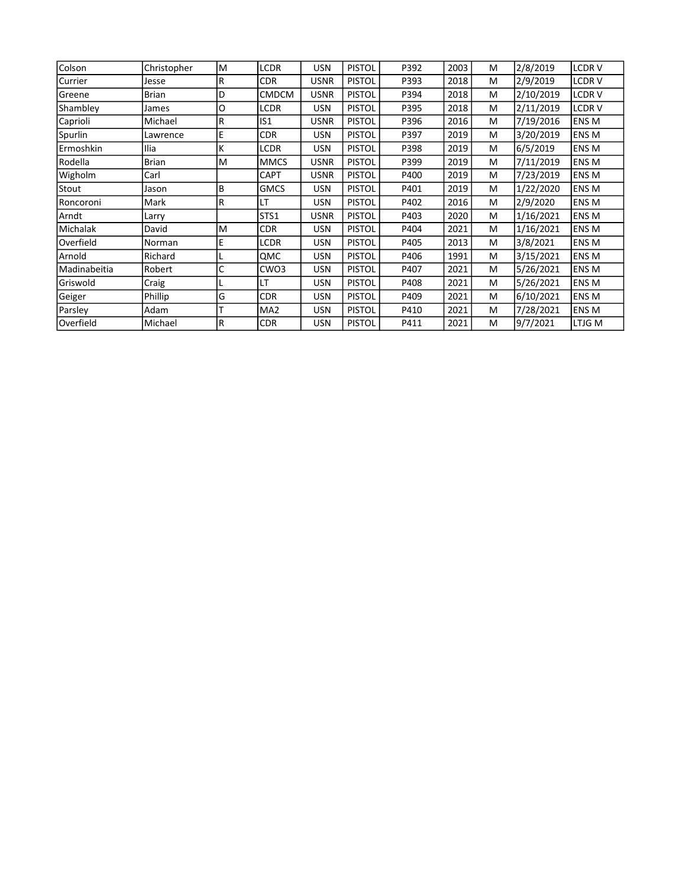| | | | | | | | | | | |
|---|---|---|---|---|---|---|---|---|---|---|
| Colson | Christopher | M | LCDR | USN | PISTOL | P392 | 2003 | M | 2/8/2019 | LCDR V |
| Currier | Jesse | R | CDR | USNR | PISTOL | P393 | 2018 | M | 2/9/2019 | LCDR V |
| Greene | Brian | D | CMDCM | USNR | PISTOL | P394 | 2018 | M | 2/10/2019 | LCDR V |
| Shambley | James | O | LCDR | USN | PISTOL | P395 | 2018 | M | 2/11/2019 | LCDR V |
| Caprioli | Michael | R | IS1 | USNR | PISTOL | P396 | 2016 | M | 7/19/2016 | ENS M |
| Spurlin | Lawrence | E | CDR | USN | PISTOL | P397 | 2019 | M | 3/20/2019 | ENS M |
| Ermoshkin | Ilia | K | LCDR | USN | PISTOL | P398 | 2019 | M | 6/5/2019 | ENS M |
| Rodella | Brian | M | MMCS | USNR | PISTOL | P399 | 2019 | M | 7/11/2019 | ENS M |
| Wigholm | Carl | | CAPT | USNR | PISTOL | P400 | 2019 | M | 7/23/2019 | ENS M |
| Stout | Jason | B | GMCS | USN | PISTOL | P401 | 2019 | M | 1/22/2020 | ENS M |
| Roncoroni | Mark | R | LT | USN | PISTOL | P402 | 2016 | M | 2/9/2020 | ENS M |
| Arndt | Larry | | STS1 | USNR | PISTOL | P403 | 2020 | M | 1/16/2021 | ENS M |
| Michalak | David | M | CDR | USN | PISTOL | P404 | 2021 | M | 1/16/2021 | ENS M |
| Overfield | Norman | E | LCDR | USN | PISTOL | P405 | 2013 | M | 3/8/2021 | ENS M |
| Arnold | Richard | L | QMC | USN | PISTOL | P406 | 1991 | M | 3/15/2021 | ENS M |
| Madinabeitia | Robert | C | CWO3 | USN | PISTOL | P407 | 2021 | M | 5/26/2021 | ENS M |
| Griswold | Craig | L | LT | USN | PISTOL | P408 | 2021 | M | 5/26/2021 | ENS M |
| Geiger | Phillip | G | CDR | USN | PISTOL | P409 | 2021 | M | 6/10/2021 | ENS M |
| Parsley | Adam | T | MA2 | USN | PISTOL | P410 | 2021 | M | 7/28/2021 | ENS M |
| Overfield | Michael | R | CDR | USN | PISTOL | P411 | 2021 | M | 9/7/2021 | LTJG M |